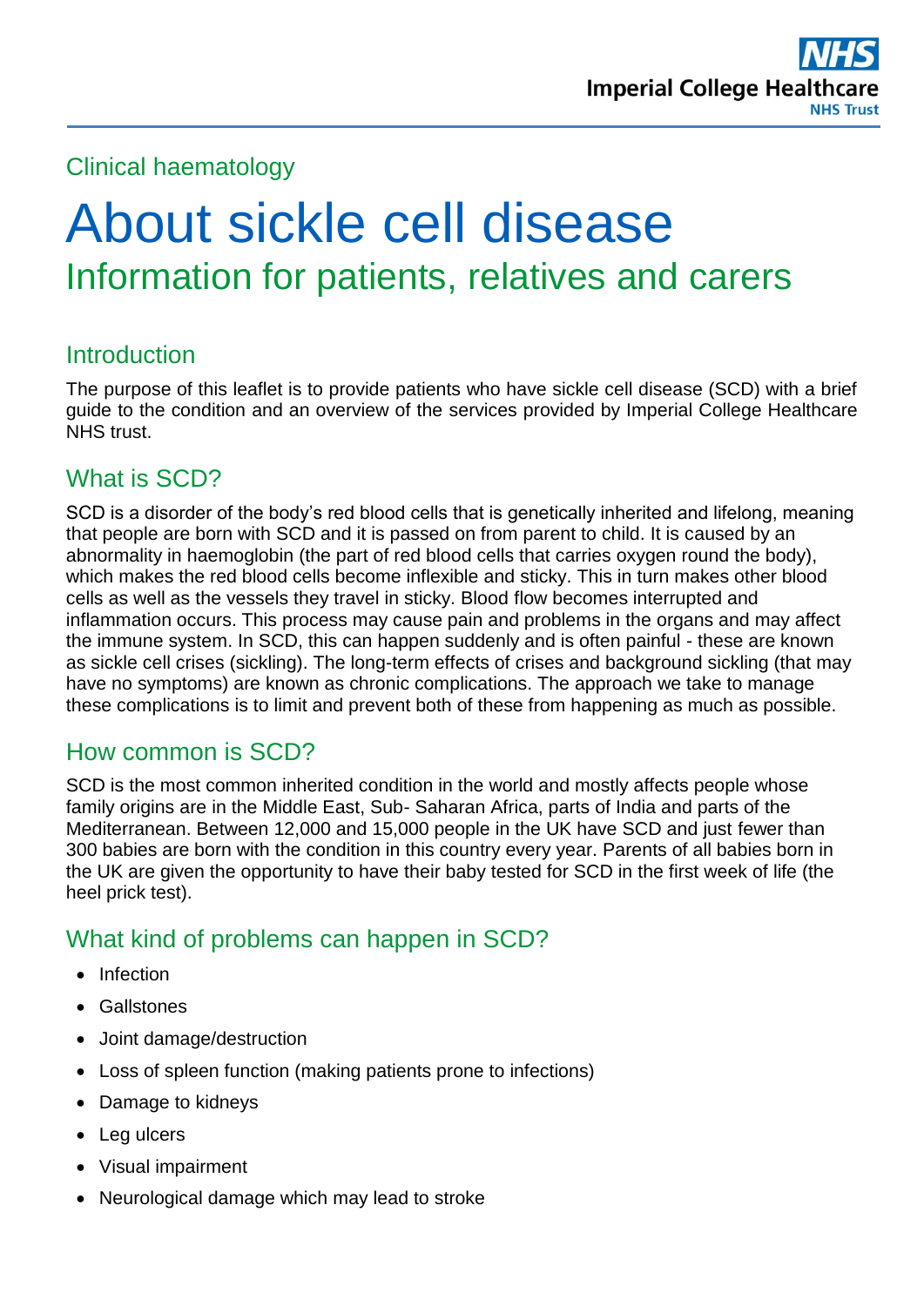Clinical haematology

# About sickle cell disease

## Information for patients, relatives and carers

### Introduction

The purpose of this leaflet is to provide patients who have sickle cell disease (SCD) with a brief guide to the condition and an overview of the services provided by Imperial College Healthcare NHS trust.

### What is SCD?

SCD is a disorder of the body's red blood cells that is genetically inherited and lifelong, meaning that people are born with SCD and it is passed on from parent to child. It is caused by an abnormality in haemoglobin (the part of red blood cells that carries oxygen round the body), which makes the red blood cells become inflexible and sticky. This in turn makes other blood cells as well as the vessels they travel in sticky. Blood flow becomes interrupted and inflammation occurs. This process may cause pain and problems in the organs and may affect the immune system. In SCD, this can happen suddenly and is often painful - these are known as sickle cell crises (sickling). The long-term effects of crises and background sickling (that may have no symptoms) are known as chronic complications. The approach we take to manage these complications is to limit and prevent both of these from happening as much as possible.

### How common is SCD?

SCD is the most common inherited condition in the world and mostly affects people whose family origins are in the Middle East, Sub- Saharan Africa, parts of India and parts of the Mediterranean. Between 12,000 and 15,000 people in the UK have SCD and just fewer than 300 babies are born with the condition in this country every year. Parents of all babies born in the UK are given the opportunity to have their baby tested for SCD in the first week of life (the heel prick test).

### What kind of problems can happen in SCD?

- Infection
- Gallstones
- Joint damage/destruction
- Loss of spleen function (making patients prone to infections)
- Damage to kidneys
- Leg ulcers
- Visual impairment
- Neurological damage which may lead to stroke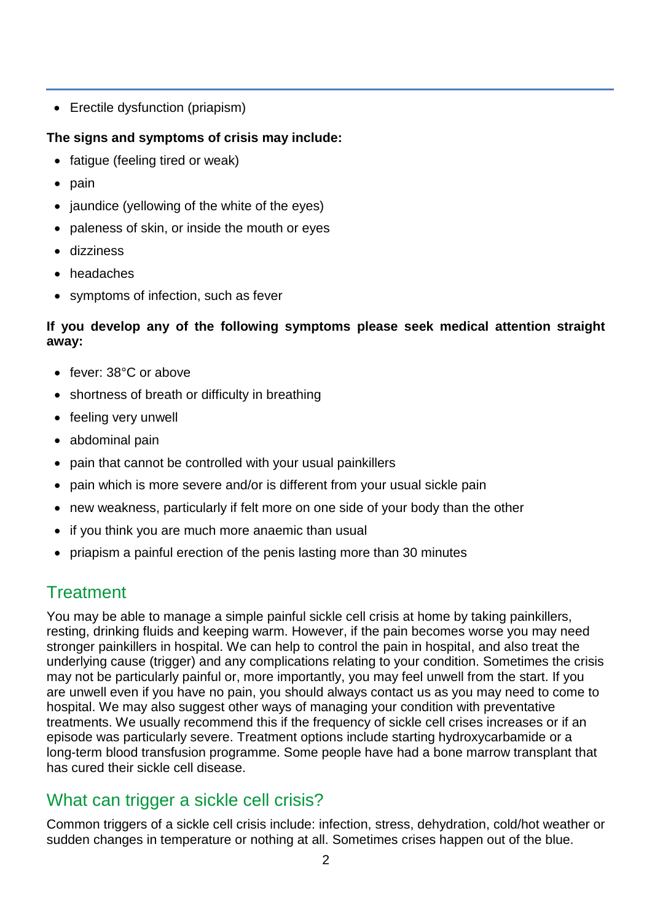- Erectile dysfunction (priapism)

**The signs and symptoms of crisis may include:**

- fatigue (feeling tired or weak)
- pain
- jaundice (yellowing of the white of the eyes)
- paleness of skin, or inside the mouth or eyes
- dizziness
- headaches
- symptoms of infection, such as fever

**If you develop any of the following symptoms please seek medical attention straight away:**

- fever: 38°C or above
- shortness of breath or difficulty in breathing
- feeling very unwell
- abdominal pain
- pain that cannot be controlled with your usual painkillers
- pain which is more severe and/or is different from your usual sickle pain
- new weakness, particularly if felt more on one side of your body than the other
- if you think you are much more anaemic than usual
- priapism a painful erection of the penis lasting more than 30 minutes

## Treatment

You may be able to manage a simple painful sickle cell crisis at home by taking painkillers, resting, drinking fluids and keeping warm. However, if the pain becomes worse you may need stronger painkillers in hospital. We can help to control the pain in hospital, and also treat the underlying cause (trigger) and any complications relating to your condition. Sometimes the crisis may not be particularly painful or, more importantly, you may feel unwell from the start. If you are unwell even if you have no pain, you should always contact us as you may need to come to hospital. We may also suggest other ways of managing your condition with preventative treatments. We usually recommend this if the frequency of sickle cell crises increases or if an episode was particularly severe. Treatment options include starting hydroxycarbamide or a long-term blood transfusion programme. Some people have had a bone marrow transplant that has cured their sickle cell disease.

## What can trigger a sickle cell crisis?

Common triggers of a sickle cell crisis include: infection, stress, dehydration, cold/hot weather or sudden changes in temperature or nothing at all. Sometimes crises happen out of the blue.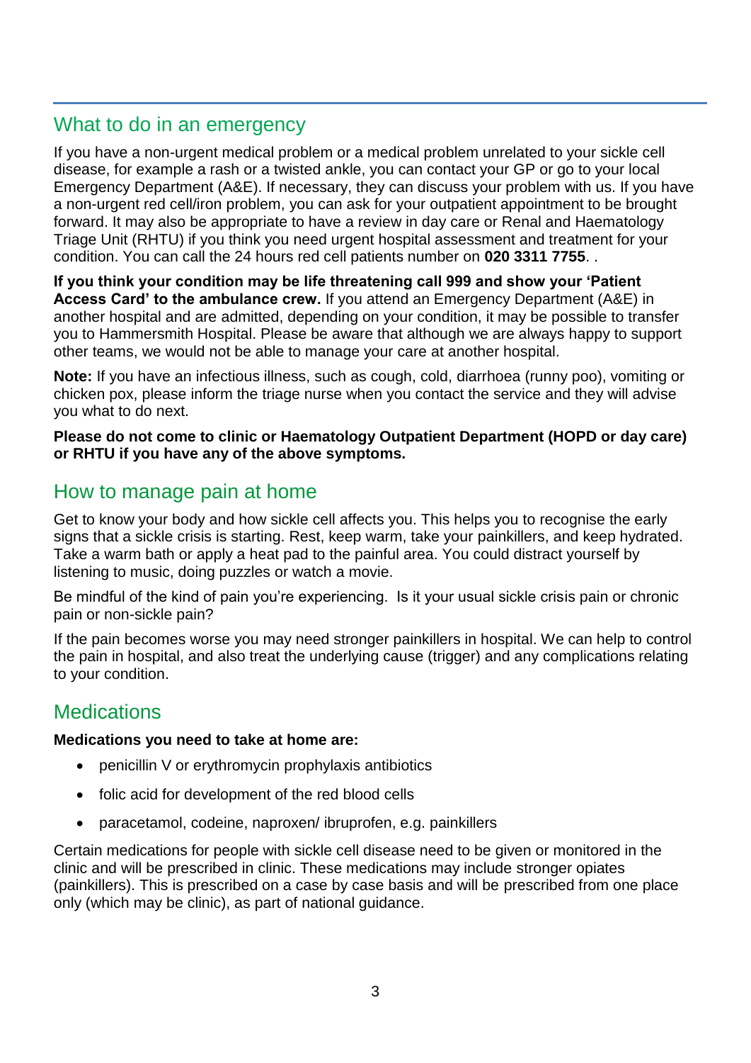## What to do in an emergency

If you have a non-urgent medical problem or a medical problem unrelated to your sickle cell disease, for example a rash or a twisted ankle, you can contact your GP or go to your local Emergency Department (A&E). If necessary, they can discuss your problem with us. If you have a non-urgent red cell/iron problem, you can ask for your outpatient appointment to be brought forward. It may also be appropriate to have a review in day care or Renal and Haematology Triage Unit (RHTU) if you think you need urgent hospital assessment and treatment for your condition. You can call the 24 hours red cell patients number on **020 3311 7755**. .

**If you think your condition may be life threatening call 999 and show your 'Patient Access Card' to the ambulance crew.** If you attend an Emergency Department (A&E) in another hospital and are admitted, depending on your condition, it may be possible to transfer you to Hammersmith Hospital. Please be aware that although we are always happy to support other teams, we would not be able to manage your care at another hospital.

**Note:** If you have an infectious illness, such as cough, cold, diarrhoea (runny poo), vomiting or chicken pox, please inform the triage nurse when you contact the service and they will advise you what to do next.

**Please do not come to clinic or Haematology Outpatient Department (HOPD or day care) or RHTU if you have any of the above symptoms.**

## How to manage pain at home

Get to know your body and how sickle cell affects you. This helps you to recognise the early signs that a sickle crisis is starting. Rest, keep warm, take your painkillers, and keep hydrated. Take a warm bath or apply a heat pad to the painful area. You could distract yourself by listening to music, doing puzzles or watch a movie.

Be mindful of the kind of pain you're experiencing. Is it your usual sickle crisis pain or chronic pain or non-sickle pain?

If the pain becomes worse you may need stronger painkillers in hospital. We can help to control the pain in hospital, and also treat the underlying cause (trigger) and any complications relating to your condition.

## Medications

**Medications you need to take at home are:**

- penicillin V or erythromycin prophylaxis antibiotics
- folic acid for development of the red blood cells
- paracetamol, codeine, naproxen/ ibruprofen, e.g. painkillers

Certain medications for people with sickle cell disease need to be given or monitored in the clinic and will be prescribed in clinic. These medications may include stronger opiates (painkillers). This is prescribed on a case by case basis and will be prescribed from one place only (which may be clinic), as part of national guidance.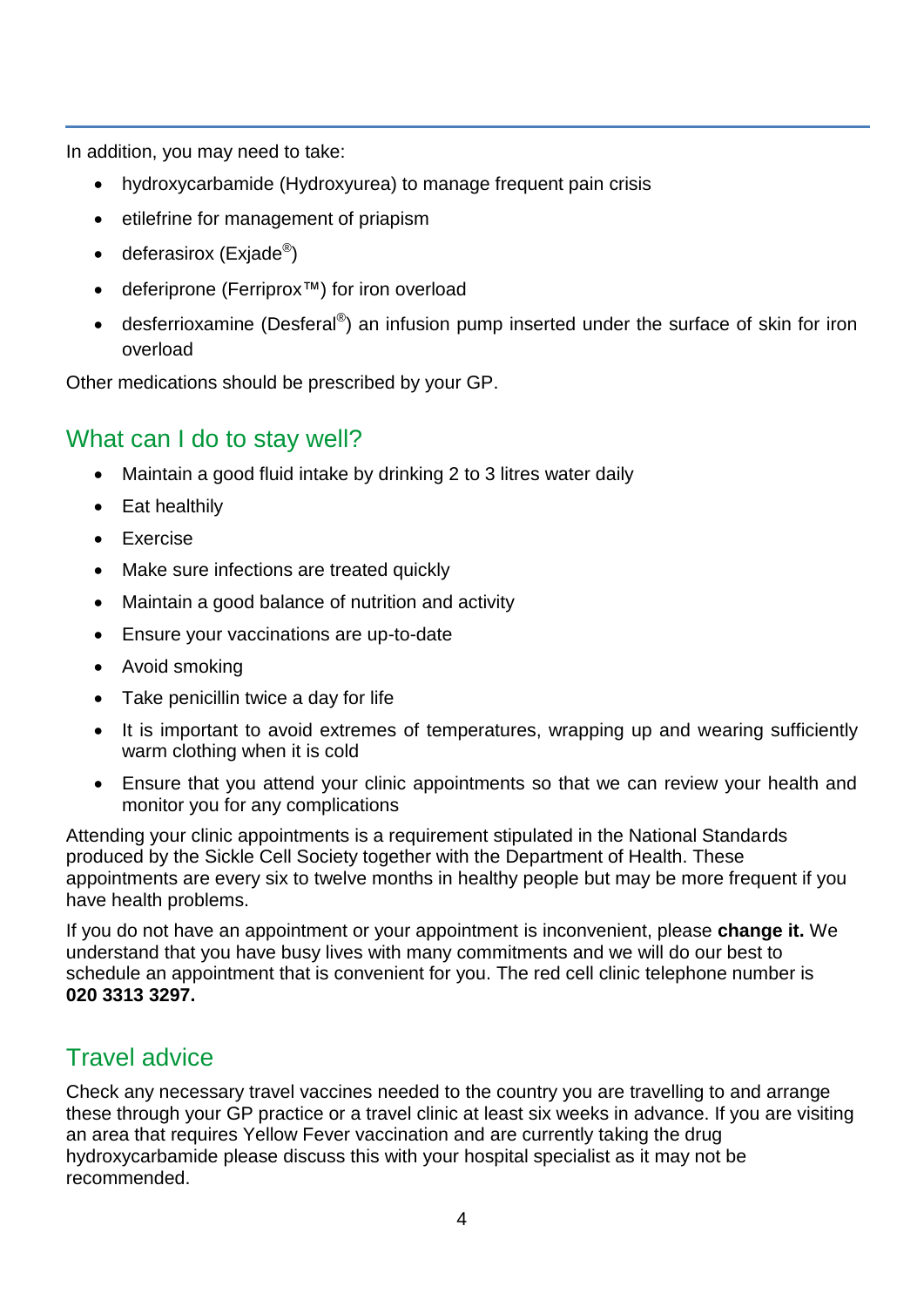In addition, you may need to take:

- hydroxycarbamide (Hydroxyurea) to manage frequent pain crisis
- etilefrine for management of priapism
- deferasirox (Exjade®)
- deferiprone (Ferriprox™) for iron overload
- desferrioxamine (Desferal®) an infusion pump inserted under the surface of skin for iron overload

Other medications should be prescribed by your GP.

## What can I do to stay well?

- Maintain a good fluid intake by drinking 2 to 3 litres water daily
- Eat healthily
- Exercise
- Make sure infections are treated quickly
- Maintain a good balance of nutrition and activity
- Ensure your vaccinations are up-to-date
- Avoid smoking
- Take penicillin twice a day for life
- It is important to avoid extremes of temperatures, wrapping up and wearing sufficiently warm clothing when it is cold
- Ensure that you attend your clinic appointments so that we can review your health and monitor you for any complications

Attending your clinic appointments is a requirement stipulated in the National Standards produced by the Sickle Cell Society together with the Department of Health. These appointments are every six to twelve months in healthy people but may be more frequent if you have health problems.

If you do not have an appointment or your appointment is inconvenient, please **change it.** We understand that you have busy lives with many commitments and we will do our best to schedule an appointment that is convenient for you. The red cell clinic telephone number is **020 3313 3297.**

## Travel advice

Check any necessary travel vaccines needed to the country you are travelling to and arrange these through your GP practice or a travel clinic at least six weeks in advance. If you are visiting an area that requires Yellow Fever vaccination and are currently taking the drug hydroxycarbamide please discuss this with your hospital specialist as it may not be recommended.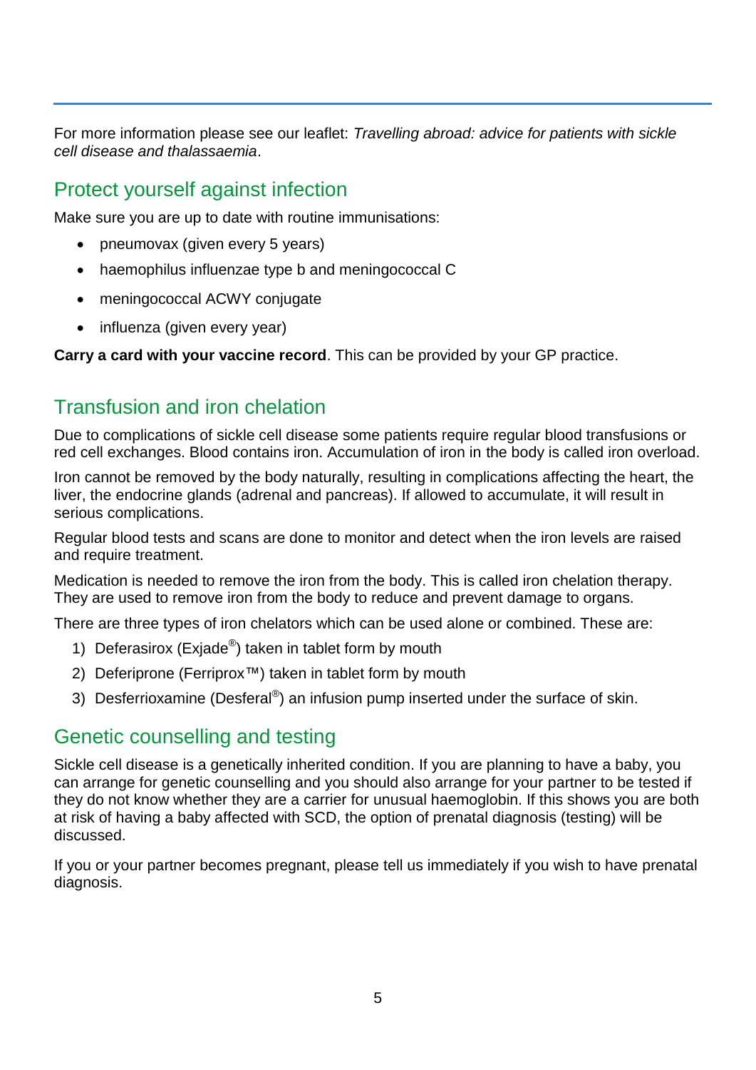For more information please see our leaflet: *Travelling abroad: advice for patients with sickle cell disease and thalassaemia*.

## Protect yourself against infection

Make sure you are up to date with routine immunisations:

- pneumovax (given every 5 years)
- haemophilus influenzae type b and meningococcal C
- meningococcal ACWY conjugate
- influenza (given every year)

**Carry a card with your vaccine record**. This can be provided by your GP practice.

## Transfusion and iron chelation

Due to complications of sickle cell disease some patients require regular blood transfusions or red cell exchanges. Blood contains iron. Accumulation of iron in the body is called iron overload.

Iron cannot be removed by the body naturally, resulting in complications affecting the heart, the liver, the endocrine glands (adrenal and pancreas). If allowed to accumulate, it will result in serious complications.

Regular blood tests and scans are done to monitor and detect when the iron levels are raised and require treatment.

Medication is needed to remove the iron from the body. This is called iron chelation therapy. They are used to remove iron from the body to reduce and prevent damage to organs.

There are three types of iron chelators which can be used alone or combined. These are:

1) Deferasirox (Exjade®) taken in tablet form by mouth
2) Deferiprone (Ferriprox™) taken in tablet form by mouth
3) Desferrioxamine (Desferal®) an infusion pump inserted under the surface of skin.

## Genetic counselling and testing

Sickle cell disease is a genetically inherited condition. If you are planning to have a baby, you can arrange for genetic counselling and you should also arrange for your partner to be tested if they do not know whether they are a carrier for unusual haemoglobin. If this shows you are both at risk of having a baby affected with SCD, the option of prenatal diagnosis (testing) will be discussed.

If you or your partner becomes pregnant, please tell us immediately if you wish to have prenatal diagnosis.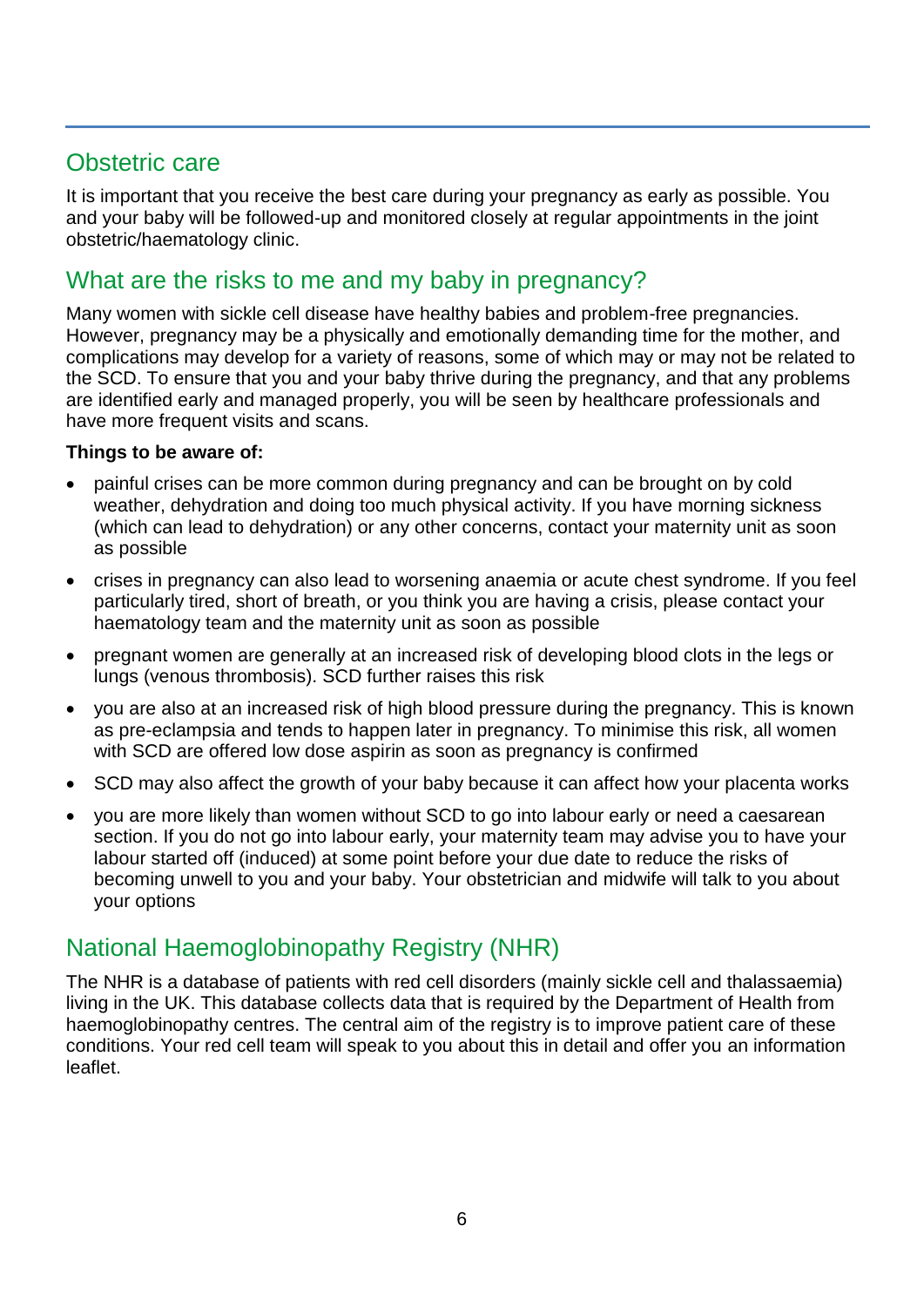## Obstetric care

It is important that you receive the best care during your pregnancy as early as possible. You and your baby will be followed-up and monitored closely at regular appointments in the joint obstetric/haematology clinic.

## What are the risks to me and my baby in pregnancy?

Many women with sickle cell disease have healthy babies and problem-free pregnancies. However, pregnancy may be a physically and emotionally demanding time for the mother, and complications may develop for a variety of reasons, some of which may or may not be related to the SCD. To ensure that you and your baby thrive during the pregnancy, and that any problems are identified early and managed properly, you will be seen by healthcare professionals and have more frequent visits and scans.

**Things to be aware of:**

- painful crises can be more common during pregnancy and can be brought on by cold weather, dehydration and doing too much physical activity. If you have morning sickness (which can lead to dehydration) or any other concerns, contact your maternity unit as soon as possible
- crises in pregnancy can also lead to worsening anaemia or acute chest syndrome. If you feel particularly tired, short of breath, or you think you are having a crisis, please contact your haematology team and the maternity unit as soon as possible
- pregnant women are generally at an increased risk of developing blood clots in the legs or lungs (venous thrombosis). SCD further raises this risk
- you are also at an increased risk of high blood pressure during the pregnancy. This is known as pre-eclampsia and tends to happen later in pregnancy. To minimise this risk, all women with SCD are offered low dose aspirin as soon as pregnancy is confirmed
- SCD may also affect the growth of your baby because it can affect how your placenta works
- you are more likely than women without SCD to go into labour early or need a caesarean section. If you do not go into labour early, your maternity team may advise you to have your labour started off (induced) at some point before your due date to reduce the risks of becoming unwell to you and your baby. Your obstetrician and midwife will talk to you about your options

## National Haemoglobinopathy Registry (NHR)

The NHR is a database of patients with red cell disorders (mainly sickle cell and thalassaemia) living in the UK. This database collects data that is required by the Department of Health from haemoglobinopathy centres. The central aim of the registry is to improve patient care of these conditions. Your red cell team will speak to you about this in detail and offer you an information leaflet.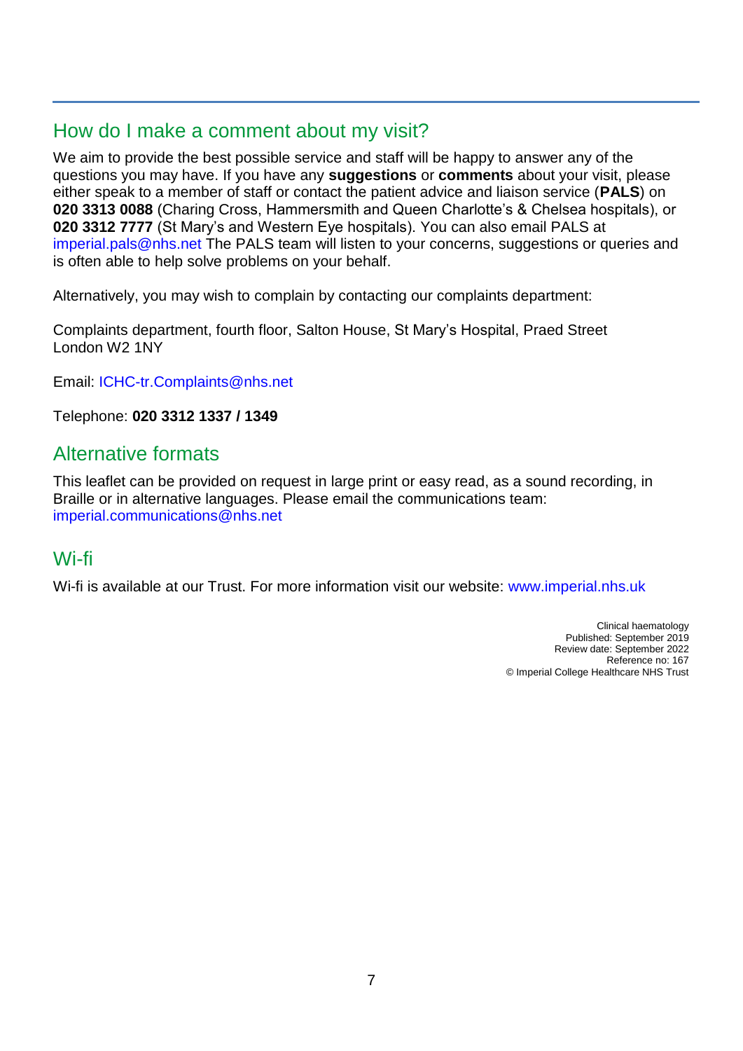## How do I make a comment about my visit?

We aim to provide the best possible service and staff will be happy to answer any of the questions you may have. If you have any **suggestions** or **comments** about your visit, please either speak to a member of staff or contact the patient advice and liaison service (**PALS**) on **020 3313 0088** (Charing Cross, Hammersmith and Queen Charlotte's & Chelsea hospitals), or **020 3312 7777** (St Mary's and Western Eye hospitals). You can also email PALS at imperial.pals@nhs.net The PALS team will listen to your concerns, suggestions or queries and is often able to help solve problems on your behalf.

Alternatively, you may wish to complain by contacting our complaints department:

Complaints department, fourth floor, Salton House, St Mary's Hospital, Praed Street
London W2 1NY

Email: ICHC-tr.Complaints@nhs.net

Telephone: **020 3312 1337 / 1349**

## Alternative formats

This leaflet can be provided on request in large print or easy read, as a sound recording, in Braille or in alternative languages. Please email the communications team: imperial.communications@nhs.net

## Wi-fi

Wi-fi is available at our Trust. For more information visit our website: www.imperial.nhs.uk

Clinical haematology
Published: September 2019
Review date: September 2022
Reference no: 167
© Imperial College Healthcare NHS Trust